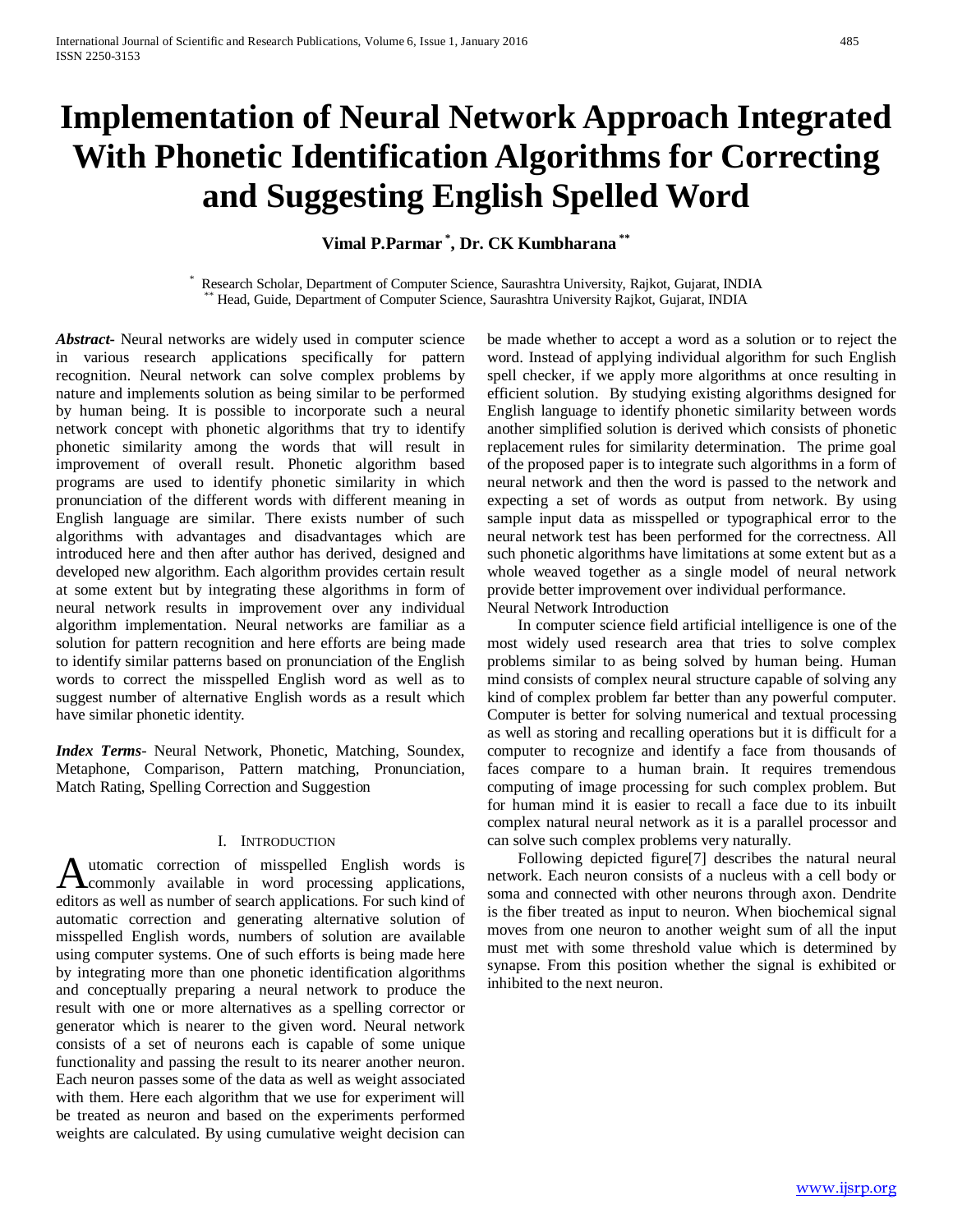# Implementation of Neural Network Approach Integrated With Phonetic Identification Algorithms for Correcting and Suggesting English Spelled Word

**Vimal P.Parmar [*], Dr. CK Kumbharana [**]**

[*] Research Scholar, Department of Computer Science, Saurashtra University, Rajkot, Gujarat, INDIA
[**] Head, Guide, Department of Computer Science, Saurashtra University Rajkot, Gujarat, INDIA

***Abstract*****-** Neural networks are widely used in computer science in various research applications specifically for pattern recognition. Neural network can solve complex problems by nature and implements solution as being similar to be performed by human being. It is possible to incorporate such a neural network concept with phonetic algorithms that try to identify phonetic similarity among the words that will result in improvement of overall result. Phonetic algorithm based programs are used to identify phonetic similarity in which pronunciation of the different words with different meaning in English language are similar. There exists number of such algorithms with advantages and disadvantages which are introduced here and then after author has derived, designed and developed new algorithm. Each algorithm provides certain result at some extent but by integrating these algorithms in form of neural network results in improvement over any individual algorithm implementation. Neural networks are familiar as a solution for pattern recognition and here efforts are being made to identify similar patterns based on pronunciation of the English words to correct the misspelled English word as well as to suggest number of alternative English words as a result which have similar phonetic identity.

***Index Terms*****-** Neural Network, Phonetic, Matching, Soundex, Metaphone, Comparison, Pattern matching, Pronunciation, Match Rating, Spelling Correction and Suggestion

## I. Introduction

Automatic correction of misspelled English words is commonly available in word processing applications, editors as well as number of search applications. For such kind of automatic correction and generating alternative solution of misspelled English words, numbers of solution are available using computer systems. One of such efforts is being made here by integrating more than one phonetic identification algorithms and conceptually preparing a neural network to produce the result with one or more alternatives as a spelling corrector or generator which is nearer to the given word. Neural network consists of a set of neurons each is capable of some unique functionality and passing the result to its nearer another neuron. Each neuron passes some of the data as well as weight associated with them. Here each algorithm that we use for experiment will be treated as neuron and based on the experiments performed weights are calculated. By using cumulative weight decision can be made whether to accept a word as a solution or to reject the word. Instead of applying individual algorithm for such English spell checker, if we apply more algorithms at once resulting in efficient solution. By studying existing algorithms designed for English language to identify phonetic similarity between words another simplified solution is derived which consists of phonetic replacement rules for similarity determination. The prime goal of the proposed paper is to integrate such algorithms in a form of neural network and then the word is passed to the network and expecting a set of words as output from network. By using sample input data as misspelled or typographical error to the neural network test has been performed for the correctness. All such phonetic algorithms have limitations at some extent but as a whole weaved together as a single model of neural network provide better improvement over individual performance.

Neural Network Introduction

In computer science field artificial intelligence is one of the most widely used research area that tries to solve complex problems similar to as being solved by human being. Human mind consists of complex neural structure capable of solving any kind of complex problem far better than any powerful computer. Computer is better for solving numerical and textual processing as well as storing and recalling operations but it is difficult for a computer to recognize and identify a face from thousands of faces compare to a human brain. It requires tremendous computing of image processing for such complex problem. But for human mind it is easier to recall a face due to its inbuilt complex natural neural network as it is a parallel processor and can solve such complex problems very naturally.

Following depicted figure[7] describes the natural neural network. Each neuron consists of a nucleus with a cell body or soma and connected with other neurons through axon. Dendrite is the fiber treated as input to neuron. When biochemical signal moves from one neuron to another weight sum of all the input must met with some threshold value which is determined by synapse. From this position whether the signal is exhibited or inhibited to the next neuron.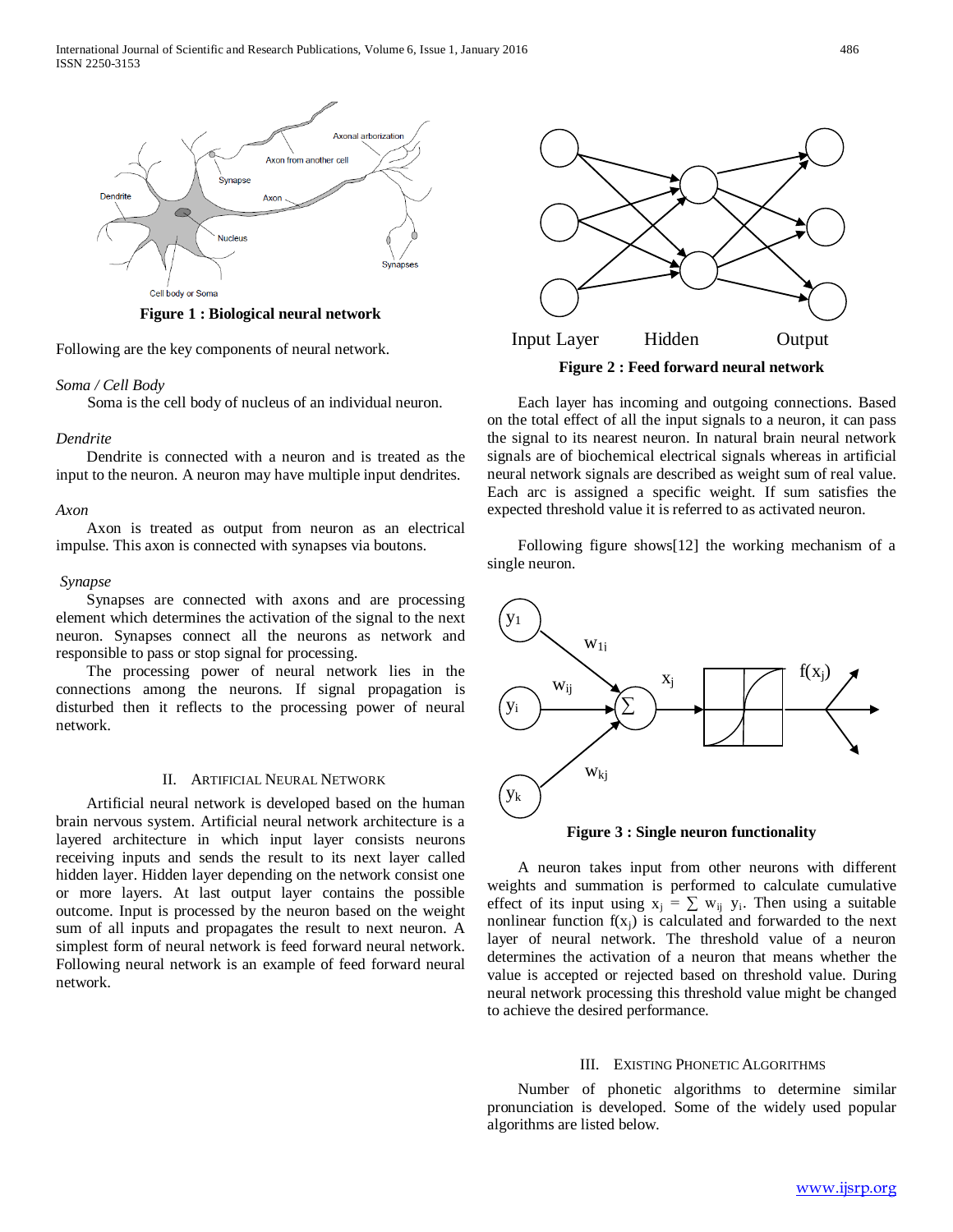Figure 1 : Biological neural network

Following are the key components of neural network.

*Soma / Cell Body*

Soma is the cell body of nucleus of an individual neuron.

*Dendrite*

Dendrite is connected with a neuron and is treated as the input to the neuron. A neuron may have multiple input dendrites.

*Axon*

Axon is treated as output from neuron as an electrical impulse. This axon is connected with synapses via boutons.

*Synapse*

Synapses are connected with axons and are processing element which determines the activation of the signal to the next neuron. Synapses connect all the neurons as network and responsible to pass or stop signal for processing.

The processing power of neural network lies in the connections among the neurons. If signal propagation is disturbed then it reflects to the processing power of neural network.

## II. Artificial Neural Network

Artificial neural network is developed based on the human brain nervous system. Artificial neural network architecture is a layered architecture in which input layer consists neurons receiving inputs and sends the result to its next layer called hidden layer. Hidden layer depending on the network consist one or more layers. At last output layer contains the possible outcome. Input is processed by the neuron based on the weight sum of all inputs and propagates the result to next neuron. A simplest form of neural network is feed forward neural network. Following neural network is an example of feed forward neural network.

Figure 2 : Feed forward neural network

Each layer has incoming and outgoing connections. Based on the total effect of all the input signals to a neuron, it can pass the signal to its nearest neuron. In natural brain neural network signals are of biochemical electrical signals whereas in artificial neural network signals are described as weight sum of real value. Each arc is assigned a specific weight. If sum satisfies the expected threshold value it is referred to as activated neuron.

Following figure shows[12] the working mechanism of a single neuron.

Figure 3 : Single neuron functionality

A neuron takes input from other neurons with different weights and summation is performed to calculate cumulative effect of its input using $x_j = \sum w_{ij}\, y_i$. Then using a suitable nonlinear function $f(x_j)$ is calculated and forwarded to the next layer of neural network. The threshold value of a neuron determines the activation of a neuron that means whether the value is accepted or rejected based on threshold value. During neural network processing this threshold value might be changed to achieve the desired performance.

## III. Existing Phonetic Algorithms

Number of phonetic algorithms to determine similar pronunciation is developed. Some of the widely used popular algorithms are listed below.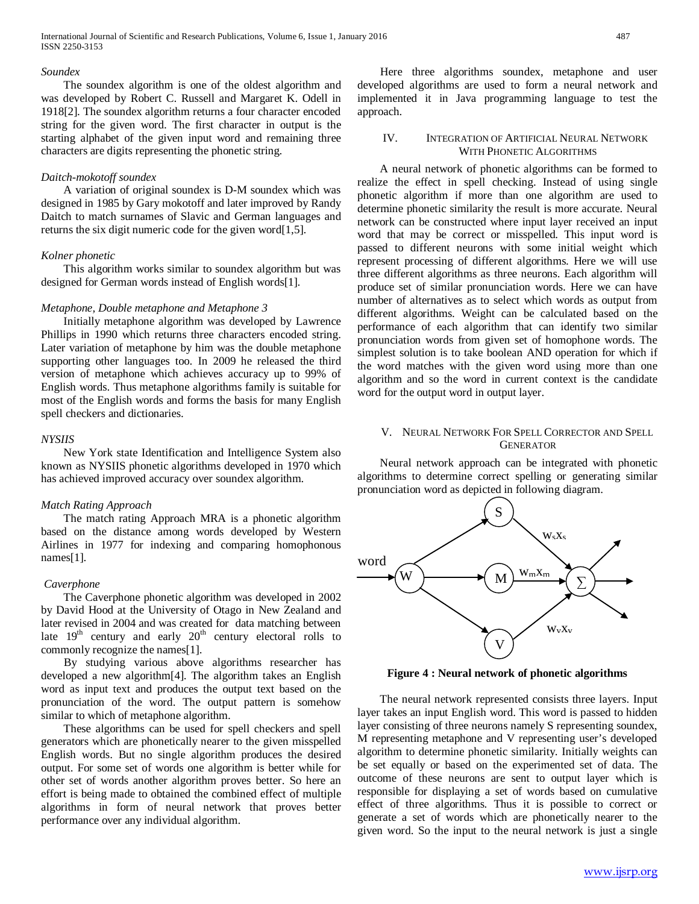*Soundex*

The soundex algorithm is one of the oldest algorithm and was developed by Robert C. Russell and Margaret K. Odell in 1918[2]. The soundex algorithm returns a four character encoded string for the given word. The first character in output is the starting alphabet of the given input word and remaining three characters are digits representing the phonetic string.

*Daitch-mokotoff soundex*

A variation of original soundex is D-M soundex which was designed in 1985 by Gary mokotoff and later improved by Randy Daitch to match surnames of Slavic and German languages and returns the six digit numeric code for the given word[1,5].

*Kolner phonetic*

This algorithm works similar to soundex algorithm but was designed for German words instead of English words[1].

*Metaphone, Double metaphone and Metaphone 3*

Initially metaphone algorithm was developed by Lawrence Phillips in 1990 which returns three characters encoded string. Later variation of metaphone by him was the double metaphone supporting other languages too. In 2009 he released the third version of metaphone which achieves accuracy up to 99% of English words. Thus metaphone algorithms family is suitable for most of the English words and forms the basis for many English spell checkers and dictionaries.

*NYSIIS*

New York state Identification and Intelligence System also known as NYSIIS phonetic algorithms developed in 1970 which has achieved improved accuracy over soundex algorithm.

*Match Rating Approach*

The match rating Approach MRA is a phonetic algorithm based on the distance among words developed by Western Airlines in 1977 for indexing and comparing homophonous names[1].

*Caverphone*

The Caverphone phonetic algorithm was developed in 2002 by David Hood at the University of Otago in New Zealand and later revised in 2004 and was created for data matching between late 19th century and early 20th century electoral rolls to commonly recognize the names[1].

By studying various above algorithms researcher has developed a new algorithm[4]. The algorithm takes an English word as input text and produces the output text based on the pronunciation of the word. The output pattern is somehow similar to which of metaphone algorithm.

These algorithms can be used for spell checkers and spell generators which are phonetically nearer to the given misspelled English words. But no single algorithm produces the desired output. For some set of words one algorithm is better while for other set of words another algorithm proves better. So here an effort is being made to obtained the combined effect of multiple algorithms in form of neural network that proves better performance over any individual algorithm.

Here three algorithms soundex, metaphone and user developed algorithms are used to form a neural network and implemented it in Java programming language to test the approach.

## IV. Integration of Artificial Neural Network With Phonetic Algorithms

A neural network of phonetic algorithms can be formed to realize the effect in spell checking. Instead of using single phonetic algorithm if more than one algorithm are used to determine phonetic similarity the result is more accurate. Neural network can be constructed where input layer received an input word that may be correct or misspelled. This input word is passed to different neurons with some initial weight which represent processing of different algorithms. Here we will use three different algorithms as three neurons. Each algorithm will produce set of similar pronunciation words. Here we can have number of alternatives as to select which words as output from different algorithms. Weight can be calculated based on the performance of each algorithm that can identify two similar pronunciation words from given set of homophone words. The simplest solution is to take boolean AND operation for which if the word matches with the given word using more than one algorithm and so the word in current context is the candidate word for the output word in output layer.

## V. Neural Network For Spell Corrector and Spell Generator

Neural network approach can be integrated with phonetic algorithms to determine correct spelling or generating similar pronunciation word as depicted in following diagram.

**Figure 4 : Neural network of phonetic algorithms**

The neural network represented consists three layers. Input layer takes an input English word. This word is passed to hidden layer consisting of three neurons namely S representing soundex, M representing metaphone and V representing user's developed algorithm to determine phonetic similarity. Initially weights can be set equally or based on the experimented set of data. The outcome of these neurons are sent to output layer which is responsible for displaying a set of words based on cumulative effect of three algorithms. Thus it is possible to correct or generate a set of words which are phonetically nearer to the given word. So the input to the neural network is just a single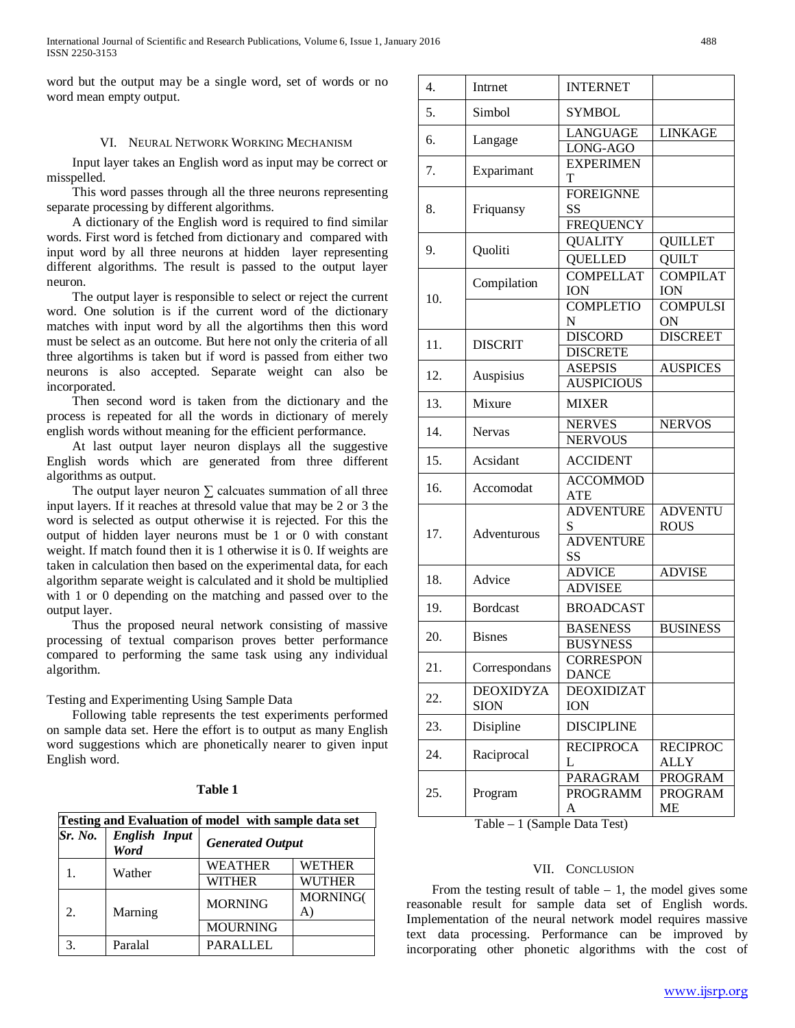word but the output may be a single word, set of words or no word mean empty output.

## VI. Neural Network Working Mechanism

Input layer takes an English word as input may be correct or misspelled.

This word passes through all the three neurons representing separate processing by different algorithms.

A dictionary of the English word is required to find similar words. First word is fetched from dictionary and compared with input word by all three neurons at hidden layer representing different algorithms. The result is passed to the output layer neuron.

The output layer is responsible to select or reject the current word. One solution is if the current word of the dictionary matches with input word by all the algotihms then this word must be select as an outcome. But here not only the criteria of all three algortihms is taken but if word is passed from either two neurons is also accepted. Separate weight can also be incorporated.

Then second word is taken from the dictionary and the process is repeated for all the words in dictionary of merely english words without meaning for the efficient performance.

At last output layer neuron displays all the suggestive English words which are generated from three different algorithms as output.

The output layer neuron ∑ calcuates summation of all three input layers. If it reaches at thresold value that may be 2 or 3 the word is selected as output otherwise it is rejected. For this the output of hidden layer neurons must be 1 or 0 with constant weight. If match found then it is 1 otherwise it is 0. If weights are taken in calculation then based on the experimental data, for each algorithm separate weight is calculated and it shold be multiplied with 1 or 0 depending on the matching and passed over to the output layer.

Thus the proposed neural network consisting of massive processing of textual comparison proves better performance compared to performing the same task using any individual algorithm.

Testing and Experimenting Using Sample Data

Following table represents the test experiments performed on sample data set. Here the effort is to output as many English word suggestions which are phonetically nearer to given input English word.

**Table 1**

**Testing and Evaluation of model with sample data set**

| ***Sr. No.*** | ***English Input Word*** | ***Generated Output*** | |
|---|---|---|---|
| 1. | Wather | WEATHER | WETHER |
| | | WITHER | WUTHER |
| 2. | Marning | MORNING | MORNING(A) |
| | | MOURNING | |
| 3. | Paralal | PARALLEL | |
| 4. | Intrnet | INTERNET | |
| 5. | Simbol | SYMBOL | |
| 6. | Langage | LANGUAGE | LINKAGE |
| | | LONG-AGO | |
| 7. | Exparimant | EXPERIMENT | |
| 8. | Friquansy | FOREIGNNESS | |
| | | FREQUENCY | |
| 9. | Quoliti | QUALITY | QUILLET |
| | | QUELLED | QUILT |
| 10. | Compilation | COMPELLATION | COMPILATION |
| | | COMPLETION | COMPULSION |
| 11. | DISCRIT | DISCORD | DISCREET |
| | | DISCRETE | |
| 12. | Auspisius | ASEPSIS | AUSPICES |
| | | AUSPICIOUS | |
| 13. | Mixure | MIXER | |
| 14. | Nervas | NERVES | NERVOS |
| | | NERVOUS | |
| 15. | Acsidant | ACCIDENT | |
| 16. | Accomodat | ACCOMMODATE | |
| 17. | Adventurous | ADVENTURES | ADVENTUROUS |
| | | ADVENTURESS | |
| 18. | Advice | ADVICE | ADVISE |
| | | ADVISEE | |
| 19. | Bordcast | BROADCAST | |
| 20. | Bisnes | BASENESS | BUSINESS |
| | | BUSYNESS | |
| 21. | Correspondans | CORRESPONDANCE | |
| 22. | DEOXIDYZASION | DEOXIDIZATION | |
| 23. | Disipline | DISCIPLINE | |
| 24. | Raciprocal | RECIPROCAL | RECIPROCALLY |
| 25. | Program | PARAGRAM | PROGRAM |
| | | PROGRAMMA | PROGRAMME |

Table – 1 (Sample Data Test)

## VII. Conclusion

From the testing result of table – 1, the model gives some reasonable result for sample data set of English words. Implementation of the neural network model requires massive text data processing. Performance can be improved by incorporating other phonetic algorithms with the cost of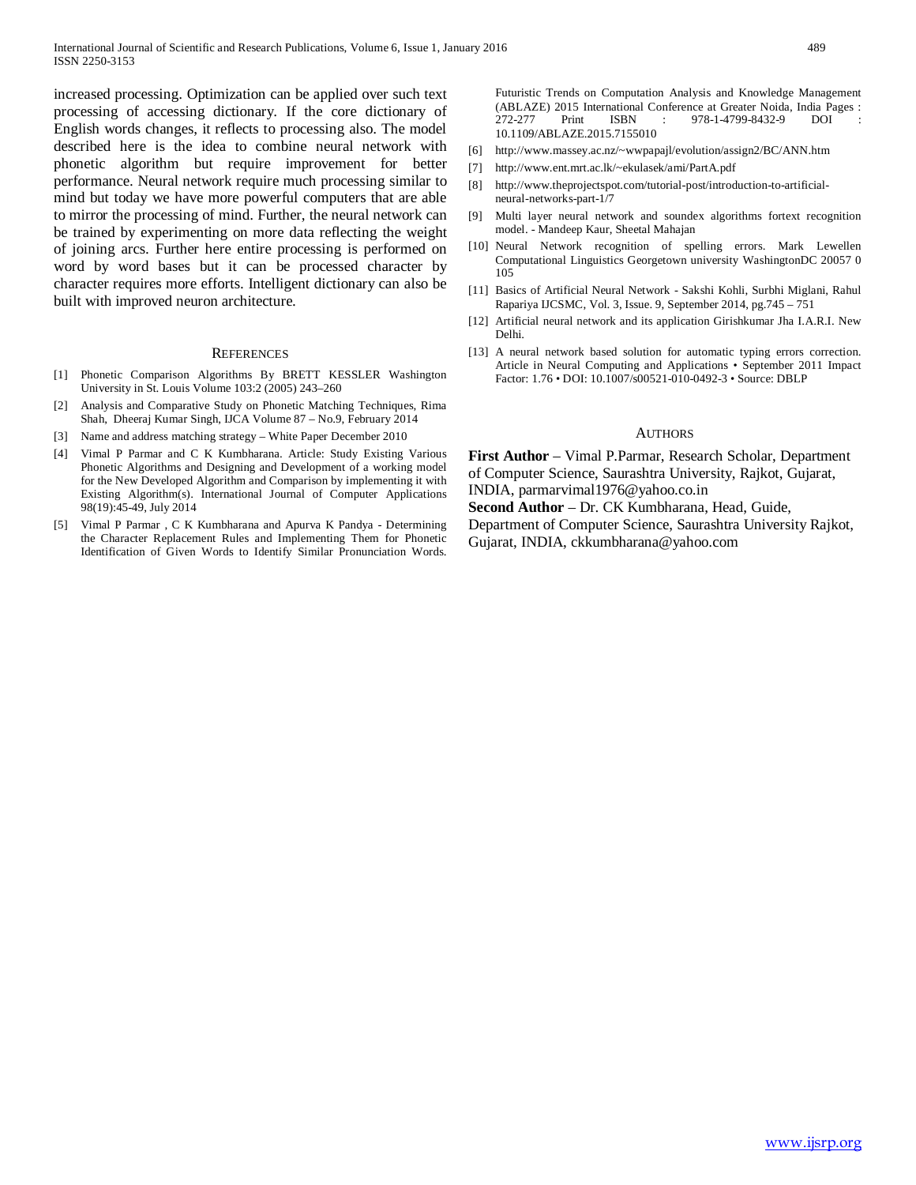increased processing. Optimization can be applied over such text processing of accessing dictionary. If the core dictionary of English words changes, it reflects to processing also. The model described here is the idea to combine neural network with phonetic algorithm but require improvement for better performance. Neural network require much processing similar to mind but today we have more powerful computers that are able to mirror the processing of mind. Further, the neural network can be trained by experimenting on more data reflecting the weight of joining arcs. Further here entire processing is performed on word by word bases but it can be processed character by character requires more efforts. Intelligent dictionary can also be built with improved neuron architecture.

## References

[1] Phonetic Comparison Algorithms By BRETT KESSLER Washington University in St. Louis Volume 103:2 (2005) 243–260

[2] Analysis and Comparative Study on Phonetic Matching Techniques, Rima Shah, Dheeraj Kumar Singh, IJCA Volume 87 – No.9, February 2014

[3] Name and address matching strategy – White Paper December 2010

[4] Vimal P Parmar and C K Kumbharana. Article: Study Existing Various Phonetic Algorithms and Designing and Development of a working model for the New Developed Algorithm and Comparison by implementing it with Existing Algorithm(s). International Journal of Computer Applications 98(19):45-49, July 2014

[5] Vimal P Parmar , C K Kumbharana and Apurva K Pandya - Determining the Character Replacement Rules and Implementing Them for Phonetic Identification of Given Words to Identify Similar Pronunciation Words. Futuristic Trends on Computation Analysis and Knowledge Management (ABLAZE) 2015 International Conference at Greater Noida, India Pages : 272-277 Print ISBN : 978-1-4799-8432-9 DOI : 10.1109/ABLAZE.2015.7155010

[6] http://www.massey.ac.nz/~wwpapajl/evolution/assign2/BC/ANN.htm

[7] http://www.ent.mrt.ac.lk/~ekulasek/ami/PartA.pdf

[8] http://www.theprojectspot.com/tutorial-post/introduction-to-artificial-neural-networks-part-1/7

[9] Multi layer neural network and soundex algorithms fortext recognition model. - Mandeep Kaur, Sheetal Mahajan

[10] Neural Network recognition of spelling errors. Mark Lewellen Computational Linguistics Georgetown university WashingtonDC 20057 0 105

[11] Basics of Artificial Neural Network - Sakshi Kohli, Surbhi Miglani, Rahul Rapariya IJCSMC, Vol. 3, Issue. 9, September 2014, pg.745 – 751

[12] Artificial neural network and its application Girishkumar Jha I.A.R.I. New Delhi.

[13] A neural network based solution for automatic typing errors correction. Article in Neural Computing and Applications • September 2011 Impact Factor: 1.76 • DOI: 10.1007/s00521-010-0492-3 • Source: DBLP

## Authors

**First Author** – Vimal P.Parmar, Research Scholar, Department of Computer Science, Saurashtra University, Rajkot, Gujarat, INDIA, parmarvimal1976@yahoo.co.in

**Second Author** – Dr. CK Kumbharana, Head, Guide, Department of Computer Science, Saurashtra University Rajkot, Gujarat, INDIA, ckkumbharana@yahoo.com